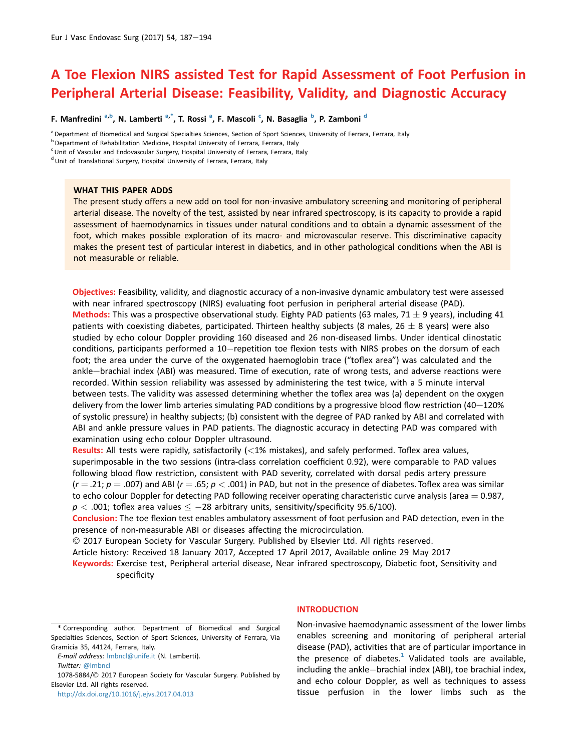# A Toe Flexion NIRS assisted Test for Rapid Assessment of Foot Perfusion in Peripheral Arterial Disease: Feasibility, Validity, and Diagnostic Accuracy

F. Manfredini [a,b], N. Lamberti [a,*], T. Rossi [a], F. Mascoli [c], N. Basaglia [b], P. Zamboni [d]

[a] Department of Biomedical and Surgical Specialties Sciences, Section of Sport Sciences, University of Ferrara, Ferrara, Italy
[b] Department of Rehabilitation Medicine, Hospital University of Ferrara, Ferrara, Italy
[c] Unit of Vascular and Endovascular Surgery, Hospital University of Ferrara, Ferrara, Italy
[d] Unit of Translational Surgery, Hospital University of Ferrara, Ferrara, Italy

**WHAT THIS PAPER ADDS**

The present study offers a new add on tool for non-invasive ambulatory screening and monitoring of peripheral arterial disease. The novelty of the test, assisted by near infrared spectroscopy, is its capacity to provide a rapid assessment of haemodynamics in tissues under natural conditions and to obtain a dynamic assessment of the foot, which makes possible exploration of its macro- and microvascular reserve. This discriminative capacity makes the present test of particular interest in diabetics, and in other pathological conditions when the ABI is not measurable or reliable.

**Objectives:** Feasibility, validity, and diagnostic accuracy of a non-invasive dynamic ambulatory test were assessed with near infrared spectroscopy (NIRS) evaluating foot perfusion in peripheral arterial disease (PAD).

**Methods:** This was a prospective observational study. Eighty PAD patients (63 males, 71 ± 9 years), including 41 patients with coexisting diabetes, participated. Thirteen healthy subjects (8 males, 26 ± 8 years) were also studied by echo colour Doppler providing 160 diseased and 26 non-diseased limbs. Under identical clinostatic conditions, participants performed a 10−repetition toe flexion tests with NIRS probes on the dorsum of each foot; the area under the curve of the oxygenated haemoglobin trace ("toflex area") was calculated and the ankle−brachial index (ABI) was measured. Time of execution, rate of wrong tests, and adverse reactions were recorded. Within session reliability was assessed by administering the test twice, with a 5 minute interval between tests. The validity was assessed determining whether the toflex area was (a) dependent on the oxygen delivery from the lower limb arteries simulating PAD conditions by a progressive blood flow restriction (40−120% of systolic pressure) in healthy subjects; (b) consistent with the degree of PAD ranked by ABI and correlated with ABI and ankle pressure values in PAD patients. The diagnostic accuracy in detecting PAD was compared with examination using echo colour Doppler ultrasound.

**Results:** All tests were rapidly, satisfactorily (<1% mistakes), and safely performed. Toflex area values, superimposable in the two sessions (intra-class correlation coefficient 0.92), were comparable to PAD values following blood flow restriction, consistent with PAD severity, correlated with dorsal pedis artery pressure ($r = .21$; $p = .007$) and ABI ($r = .65$; $p < .001$) in PAD, but not in the presence of diabetes. Toflex area was similar to echo colour Doppler for detecting PAD following receiver operating characteristic curve analysis (area = 0.987, $p < .001$; toflex area values ≤ −28 arbitrary units, sensitivity/specificity 95.6/100).

**Conclusion:** The toe flexion test enables ambulatory assessment of foot perfusion and PAD detection, even in the presence of non-measurable ABI or diseases affecting the microcirculation.

© 2017 European Society for Vascular Surgery. Published by Elsevier Ltd. All rights reserved.

Article history: Received 18 January 2017, Accepted 17 April 2017, Available online 29 May 2017

**Keywords:** Exercise test, Peripheral arterial disease, Near infrared spectroscopy, Diabetic foot, Sensitivity and specificity

## INTRODUCTION

Non-invasive haemodynamic assessment of the lower limbs enables screening and monitoring of peripheral arterial disease (PAD), activities that are of particular importance in the presence of diabetes.[1] Validated tools are available, including the ankle−brachial index (ABI), toe brachial index, and echo colour Doppler, as well as techniques to assess tissue perfusion in the lower limbs such as the

* Corresponding author. Department of Biomedical and Surgical Specialties Sciences, Section of Sport Sciences, University of Ferrara, Via Gramicia 35, 44124, Ferrara, Italy.

*E-mail address:* lmbncl@unife.it (N. Lamberti).

*Twitter:* @lmbncl

1078-5884/© 2017 European Society for Vascular Surgery. Published by Elsevier Ltd. All rights reserved.

http://dx.doi.org/10.1016/j.ejvs.2017.04.013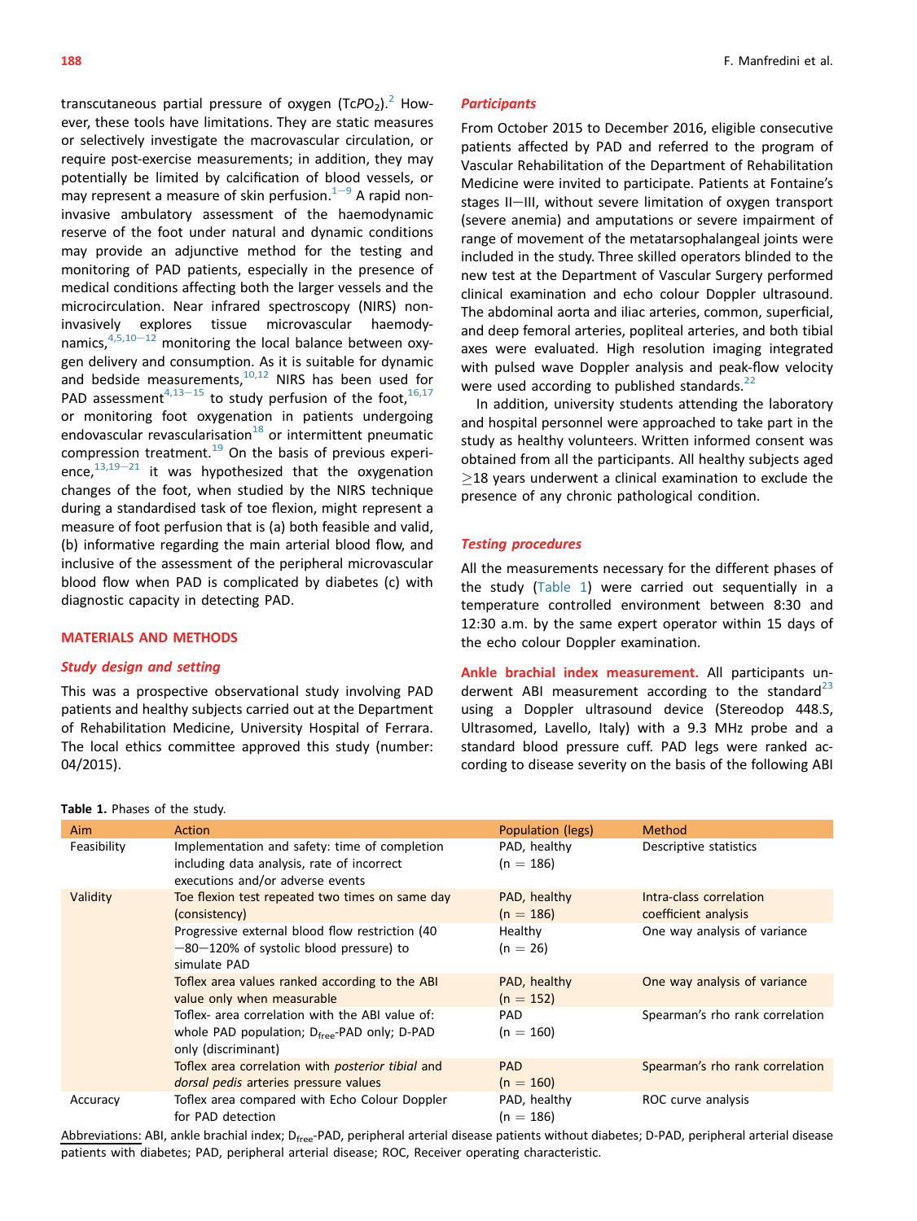transcutaneous partial pressure of oxygen ($TcPO_2$).[2] However, these tools have limitations. They are static measures or selectively investigate the macrovascular circulation, or require post-exercise measurements; in addition, they may potentially be limited by calcification of blood vessels, or may represent a measure of skin perfusion.[1–9] A rapid non-invasive ambulatory assessment of the haemodynamic reserve of the foot under natural and dynamic conditions may provide an adjunctive method for the testing and monitoring of PAD patients, especially in the presence of medical conditions affecting both the larger vessels and the microcirculation. Near infrared spectroscopy (NIRS) non-invasively explores tissue microvascular haemodynamics,[4,5,10–12] monitoring the local balance between oxygen delivery and consumption. As it is suitable for dynamic and bedside measurements,[10,12] NIRS has been used for PAD assessment[4,13–15] to study perfusion of the foot,[16,17] or monitoring foot oxygenation in patients undergoing endovascular revascularisation[18] or intermittent pneumatic compression treatment.[19] On the basis of previous experience,[13,19–21] it was hypothesized that the oxygenation changes of the foot, when studied by the NIRS technique during a standardised task of toe flexion, might represent a measure of foot perfusion that is (a) both feasible and valid, (b) informative regarding the main arterial blood flow, and inclusive of the assessment of the peripheral microvascular blood flow when PAD is complicated by diabetes (c) with diagnostic capacity in detecting PAD.

## MATERIALS AND METHODS

### Study design and setting

This was a prospective observational study involving PAD patients and healthy subjects carried out at the Department of Rehabilitation Medicine, University Hospital of Ferrara. The local ethics committee approved this study (number: 04/2015).

### Participants

From October 2015 to December 2016, eligible consecutive patients affected by PAD and referred to the program of Vascular Rehabilitation of the Department of Rehabilitation Medicine were invited to participate. Patients at Fontaine's stages II–III, without severe limitation of oxygen transport (severe anemia) and amputations or severe impairment of range of movement of the metatarsophalangeal joints were included in the study. Three skilled operators blinded to the new test at the Department of Vascular Surgery performed clinical examination and echo colour Doppler ultrasound. The abdominal aorta and iliac arteries, common, superficial, and deep femoral arteries, popliteal arteries, and both tibial axes were evaluated. High resolution imaging integrated with pulsed wave Doppler analysis and peak-flow velocity were used according to published standards.[22]

In addition, university students attending the laboratory and hospital personnel were approached to take part in the study as healthy volunteers. Written informed consent was obtained from all the participants. All healthy subjects aged ≥18 years underwent a clinical examination to exclude the presence of any chronic pathological condition.

### Testing procedures

All the measurements necessary for the different phases of the study (Table 1) were carried out sequentially in a temperature controlled environment between 8:30 and 12:30 a.m. by the same expert operator within 15 days of the echo colour Doppler examination.

**Ankle brachial index measurement.** All participants underwent ABI measurement according to the standard[23] using a Doppler ultrasound device (Stereodop 448.S, Ultrasomed, Lavello, Italy) with a 9.3 MHz probe and a standard blood pressure cuff. PAD legs were ranked according to disease severity on the basis of the following ABI

**Table 1.** Phases of the study.

| Aim | Action | Population (legs) | Method |
|---|---|---|---|
| Feasibility | Implementation and safety: time of completion including data analysis, rate of incorrect executions and/or adverse events | PAD, healthy (n = 186) | Descriptive statistics |
| Validity | Toe flexion test repeated two times on same day (consistency) | PAD, healthy (n = 186) | Intra-class correlation coefficient analysis |
| | Progressive external blood flow restriction (40–80–120% of systolic blood pressure) to simulate PAD | Healthy (n = 26) | One way analysis of variance |
| | Toflex area values ranked according to the ABI value only when measurable | PAD, healthy (n = 152) | One way analysis of variance |
| | Toflex- area correlation with the ABI value of: whole PAD population; $D_{free}$-PAD only; D-PAD only (discriminant) | PAD (n = 160) | Spearman's rho rank correlation |
| | Toflex area correlation with *posterior tibial* and *dorsal pedis* arteries pressure values | PAD (n = 160) | Spearman's rho rank correlation |
| Accuracy | Toflex area compared with Echo Colour Doppler for PAD detection | PAD, healthy (n = 186) | ROC curve analysis |

Abbreviations: ABI, ankle brachial index; $D_{free}$-PAD, peripheral arterial disease patients without diabetes; D-PAD, peripheral arterial disease patients with diabetes; PAD, peripheral arterial disease; ROC, Receiver operating characteristic.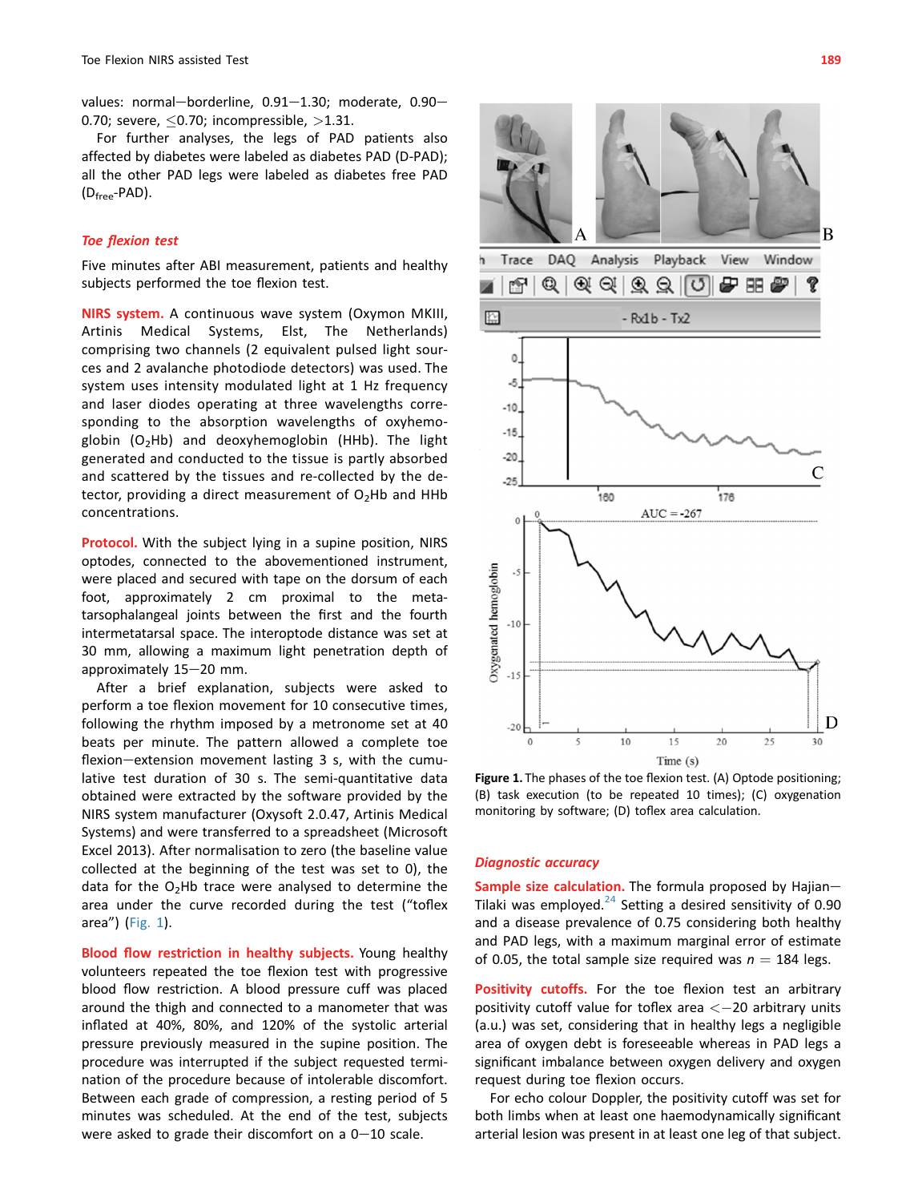values: normal–borderline, 0.91–1.30; moderate, 0.90–0.70; severe, ≤0.70; incompressible, >1.31.

For further analyses, the legs of PAD patients also affected by diabetes were labeled as diabetes PAD (D-PAD); all the other PAD legs were labeled as diabetes free PAD ($D_{free}$-PAD).

### *Toe flexion test*

Five minutes after ABI measurement, patients and healthy subjects performed the toe flexion test.

**NIRS system.** A continuous wave system (Oxymon MKIII, Artinis Medical Systems, Elst, The Netherlands) comprising two channels (2 equivalent pulsed light sources and 2 avalanche photodiode detectors) was used. The system uses intensity modulated light at 1 Hz frequency and laser diodes operating at three wavelengths corresponding to the absorption wavelengths of oxyhemoglobin ($O_2Hb$) and deoxyhemoglobin (HHb). The light generated and conducted to the tissue is partly absorbed and scattered by the tissues and re-collected by the detector, providing a direct measurement of $O_2Hb$ and HHb concentrations.

**Protocol.** With the subject lying in a supine position, NIRS optodes, connected to the abovementioned instrument, were placed and secured with tape on the dorsum of each foot, approximately 2 cm proximal to the metatarsophalangeal joints between the first and the fourth intermetatarsal space. The interoptode distance was set at 30 mm, allowing a maximum light penetration depth of approximately 15–20 mm.

After a brief explanation, subjects were asked to perform a toe flexion movement for 10 consecutive times, following the rhythm imposed by a metronome set at 40 beats per minute. The pattern allowed a complete toe flexion–extension movement lasting 3 s, with the cumulative test duration of 30 s. The semi-quantitative data obtained were extracted by the software provided by the NIRS system manufacturer (Oxysoft 2.0.47, Artinis Medical Systems) and were transferred to a spreadsheet (Microsoft Excel 2013). After normalisation to zero (the baseline value collected at the beginning of the test was set to 0), the data for the $O_2Hb$ trace were analysed to determine the area under the curve recorded during the test ("toflex area") (Fig. 1).

**Blood flow restriction in healthy subjects.** Young healthy volunteers repeated the toe flexion test with progressive blood flow restriction. A blood pressure cuff was placed around the thigh and connected to a manometer that was inflated at 40%, 80%, and 120% of the systolic arterial pressure previously measured in the supine position. The procedure was interrupted if the subject requested termination of the procedure because of intolerable discomfort. Between each grade of compression, a resting period of 5 minutes was scheduled. At the end of the test, subjects were asked to grade their discomfort on a 0–10 scale.

**Figure 1.** The phases of the toe flexion test. (A) Optode positioning; (B) task execution (to be repeated 10 times); (C) oxygenation monitoring by software; (D) toflex area calculation.

### *Diagnostic accuracy*

**Sample size calculation.** The formula proposed by Hajian–Tilaki was employed.[24] Setting a desired sensitivity of 0.90 and a disease prevalence of 0.75 considering both healthy and PAD legs, with a maximum marginal error of estimate of 0.05, the total sample size required was $n = 184$ legs.

**Positivity cutoffs.** For the toe flexion test an arbitrary positivity cutoff value for toflex area <–20 arbitrary units (a.u.) was set, considering that in healthy legs a negligible area of oxygen debt is foreseeable whereas in PAD legs a significant imbalance between oxygen delivery and oxygen request during toe flexion occurs.

For echo colour Doppler, the positivity cutoff was set for both limbs when at least one haemodynamically significant arterial lesion was present in at least one leg of that subject.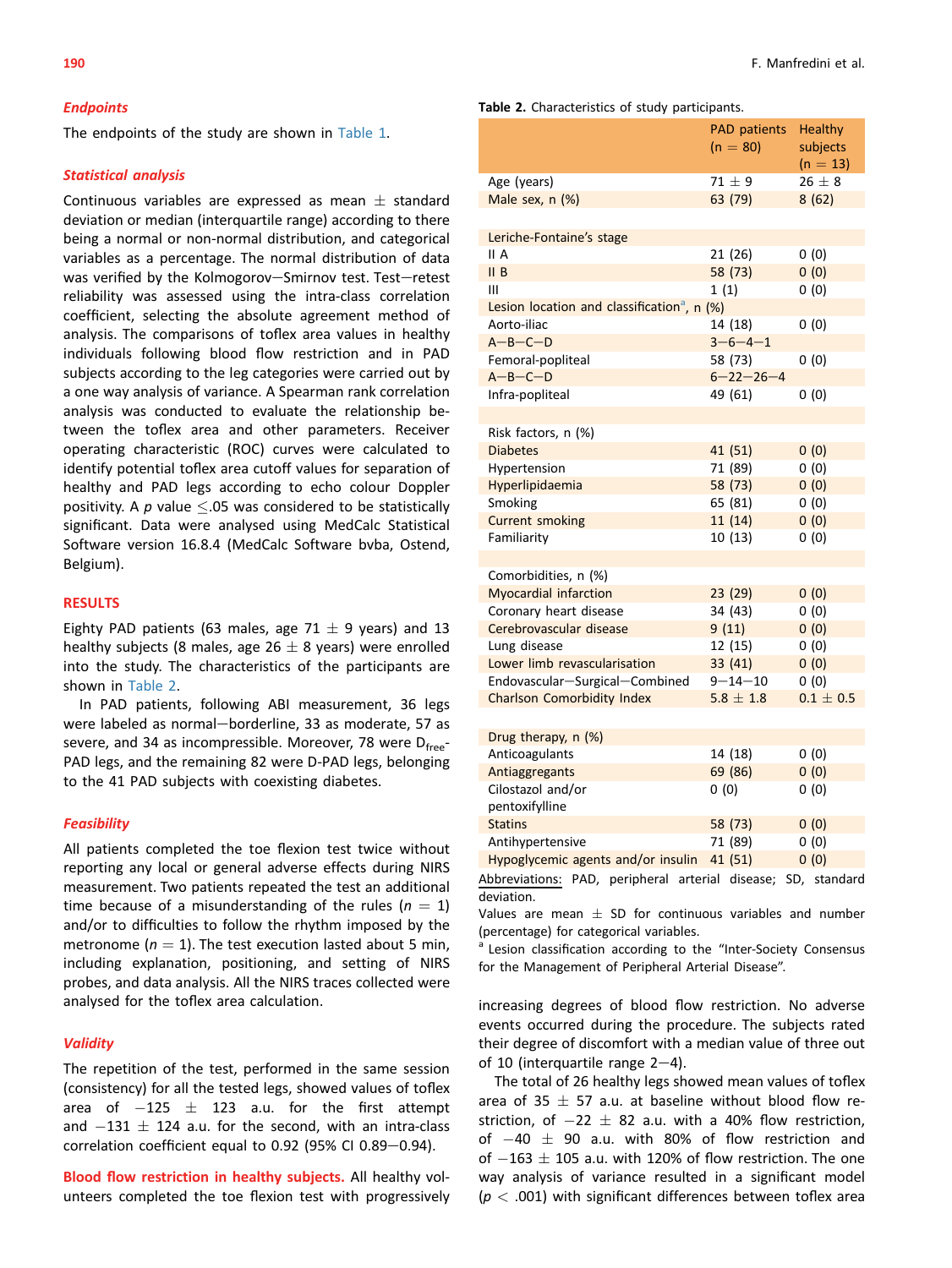### Endpoints

The endpoints of the study are shown in Table 1.

### Statistical analysis

Continuous variables are expressed as mean ± standard deviation or median (interquartile range) according to there being a normal or non-normal distribution, and categorical variables as a percentage. The normal distribution of data was verified by the Kolmogorov–Smirnov test. Test–retest reliability was assessed using the intra-class correlation coefficient, selecting the absolute agreement method of analysis. The comparisons of toflex area values in healthy individuals following blood flow restriction and in PAD subjects according to the leg categories were carried out by a one way analysis of variance. A Spearman rank correlation analysis was conducted to evaluate the relationship between the toflex area and other parameters. Receiver operating characteristic (ROC) curves were calculated to identify potential toflex area cutoff values for separation of healthy and PAD legs according to echo colour Doppler positivity. A $p$ value $\leq$.05 was considered to be statistically significant. Data were analysed using MedCalc Statistical Software version 16.8.4 (MedCalc Software bvba, Ostend, Belgium).

## RESULTS

Eighty PAD patients (63 males, age 71 ± 9 years) and 13 healthy subjects (8 males, age 26 ± 8 years) were enrolled into the study. The characteristics of the participants are shown in Table 2.

In PAD patients, following ABI measurement, 36 legs were labeled as normal–borderline, 33 as moderate, 57 as severe, and 34 as incompressible. Moreover, 78 were $D_{free}$-PAD legs, and the remaining 82 were D-PAD legs, belonging to the 41 PAD subjects with coexisting diabetes.

### Feasibility

All patients completed the toe flexion test twice without reporting any local or general adverse effects during NIRS measurement. Two patients repeated the test an additional time because of a misunderstanding of the rules ($n$ = 1) and/or to difficulties to follow the rhythm imposed by the metronome ($n$ = 1). The test execution lasted about 5 min, including explanation, positioning, and setting of NIRS probes, and data analysis. All the NIRS traces collected were analysed for the toflex area calculation.

### Validity

The repetition of the test, performed in the same session (consistency) for all the tested legs, showed values of toflex area of −125 ± 123 a.u. for the first attempt and −131 ± 124 a.u. for the second, with an intra-class correlation coefficient equal to 0.92 (95% CI 0.89–0.94).

**Blood flow restriction in healthy subjects.** All healthy volunteers completed the toe flexion test with progressively increasing degrees of blood flow restriction. No adverse events occurred during the procedure. The subjects rated their degree of discomfort with a median value of three out of 10 (interquartile range 2–4).

The total of 26 healthy legs showed mean values of toflex area of 35 ± 57 a.u. at baseline without blood flow restriction, of −22 ± 82 a.u. with a 40% flow restriction, of −40 ± 90 a.u. with 80% of flow restriction and of −163 ± 105 a.u. with 120% of flow restriction. The one way analysis of variance resulted in a significant model ($p$ < .001) with significant differences between toflex area

**Table 2.** Characteristics of study participants.

| | PAD patients (n = 80) | Healthy subjects (n = 13) |
|---|---|---|
| Age (years) | 71 ± 9 | 26 ± 8 |
| Male sex, n (%) | 63 (79) | 8 (62) |
| | | |
| Leriche-Fontaine's stage | | |
| II A | 21 (26) | 0 (0) |
| II B | 58 (73) | 0 (0) |
| III | 1 (1) | 0 (0) |
| Lesion location and classification[a], n (%) | | |
| Aorto-iliac | 14 (18) | 0 (0) |
| A–B–C–D | 3–6–4–1 | |
| Femoral-popliteal | 58 (73) | 0 (0) |
| A–B–C–D | 6–22–26–4 | |
| Infra-popliteal | 49 (61) | 0 (0) |
| | | |
| Risk factors, n (%) | | |
| Diabetes | 41 (51) | 0 (0) |
| Hypertension | 71 (89) | 0 (0) |
| Hyperlipidaemia | 58 (73) | 0 (0) |
| Smoking | 65 (81) | 0 (0) |
| Current smoking | 11 (14) | 0 (0) |
| Familiarity | 10 (13) | 0 (0) |
| | | |
| Comorbidities, n (%) | | |
| Myocardial infarction | 23 (29) | 0 (0) |
| Coronary heart disease | 34 (43) | 0 (0) |
| Cerebrovascular disease | 9 (11) | 0 (0) |
| Lung disease | 12 (15) | 0 (0) |
| Lower limb revascularisation | 33 (41) | 0 (0) |
| Endovascular–Surgical–Combined | 9–14–10 | 0 (0) |
| Charlson Comorbidity Index | 5.8 ± 1.8 | 0.1 ± 0.5 |
| | | |
| Drug therapy, n (%) | | |
| Anticoagulants | 14 (18) | 0 (0) |
| Antiaggregants | 69 (86) | 0 (0) |
| Cilostazol and/or pentoxifylline | 0 (0) | 0 (0) |
| Statins | 58 (73) | 0 (0) |
| Antihypertensive | 71 (89) | 0 (0) |
| Hypoglycemic agents and/or insulin | 41 (51) | 0 (0) |

Abbreviations: PAD, peripheral arterial disease; SD, standard deviation.
Values are mean ± SD for continuous variables and number (percentage) for categorical variables.
[a] Lesion classification according to the "Inter-Society Consensus for the Management of Peripheral Arterial Disease".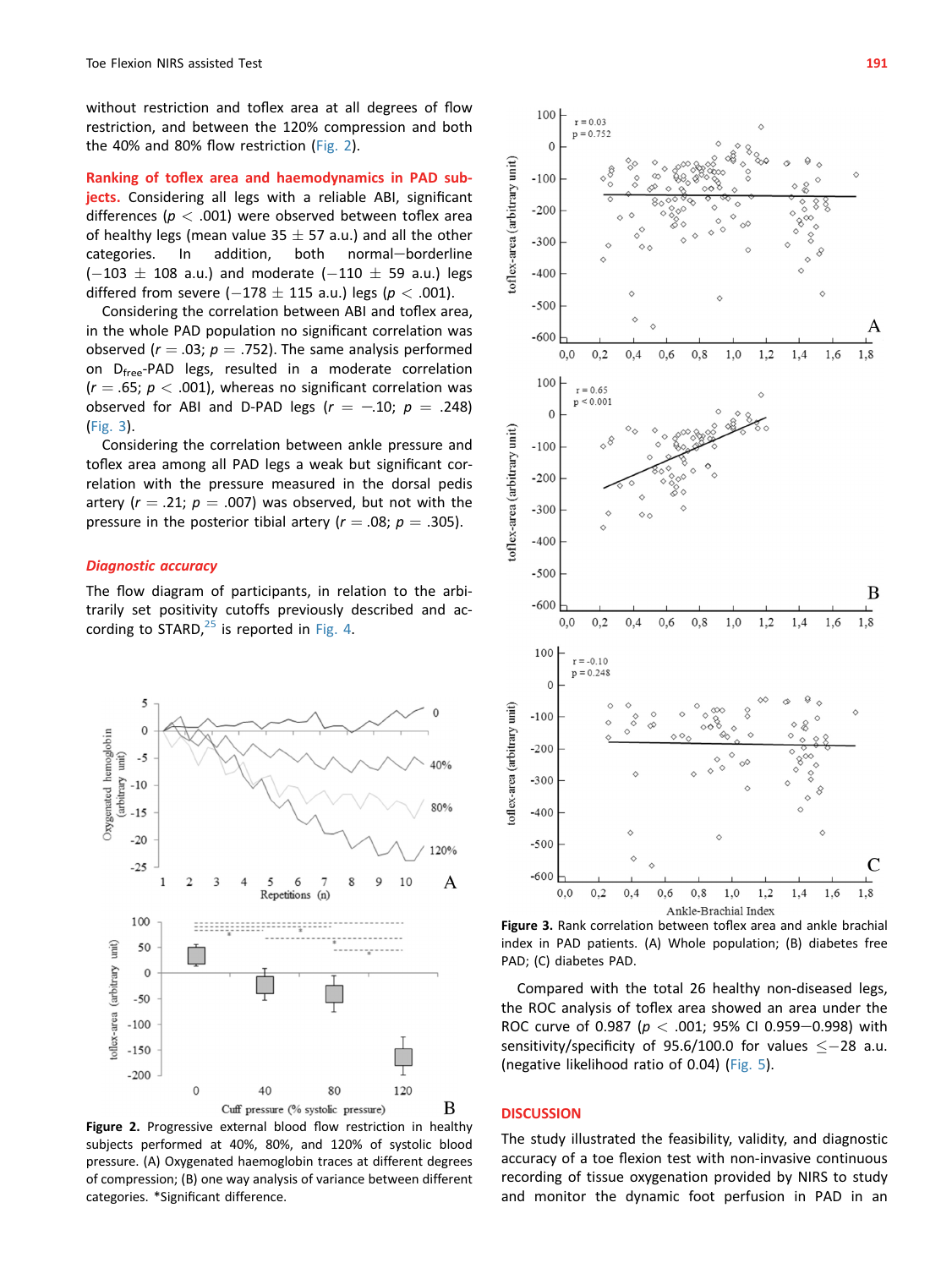without restriction and toflex area at all degrees of flow restriction, and between the 120% compression and both the 40% and 80% flow restriction (Fig. 2).

**Ranking of toflex area and haemodynamics in PAD subjects.** Considering all legs with a reliable ABI, significant differences ($p < .001$) were observed between toflex area of healthy legs (mean value 35 ± 57 a.u.) and all the other categories. In addition, both normal–borderline (−103 ± 108 a.u.) and moderate (−110 ± 59 a.u.) legs differed from severe (−178 ± 115 a.u.) legs ($p < .001$).

Considering the correlation between ABI and toflex area, in the whole PAD population no significant correlation was observed ($r = .03$; $p = .752$). The same analysis performed on $D_{free}$-PAD legs, resulted in a moderate correlation ($r = .65$; $p < .001$), whereas no significant correlation was observed for ABI and D-PAD legs ($r = -.10$; $p = .248$) (Fig. 3).

Considering the correlation between ankle pressure and toflex area among all PAD legs a weak but significant correlation with the pressure measured in the dorsal pedis artery ($r = .21$; $p = .007$) was observed, but not with the pressure in the posterior tibial artery ($r = .08$; $p = .305$).

### *Diagnostic accuracy*

The flow diagram of participants, in relation to the arbitrarily set positivity cutoffs previously described and according to STARD,[25] is reported in Fig. 4.

**Figure 2.** Progressive external blood flow restriction in healthy subjects performed at 40%, 80%, and 120% of systolic blood pressure. (A) Oxygenated haemoglobin traces at different degrees of compression; (B) one way analysis of variance between different categories. *Significant difference.

**Figure 3.** Rank correlation between toflex area and ankle brachial index in PAD patients. (A) Whole population; (B) diabetes free PAD; (C) diabetes PAD.

Compared with the total 26 healthy non-diseased legs, the ROC analysis of toflex area showed an area under the ROC curve of 0.987 ($p < .001$; 95% CI 0.959–0.998) with sensitivity/specificity of 95.6/100.0 for values ≤−28 a.u. (negative likelihood ratio of 0.04) (Fig. 5).

## DISCUSSION

The study illustrated the feasibility, validity, and diagnostic accuracy of a toe flexion test with non-invasive continuous recording of tissue oxygenation provided by NIRS to study and monitor the dynamic foot perfusion in PAD in an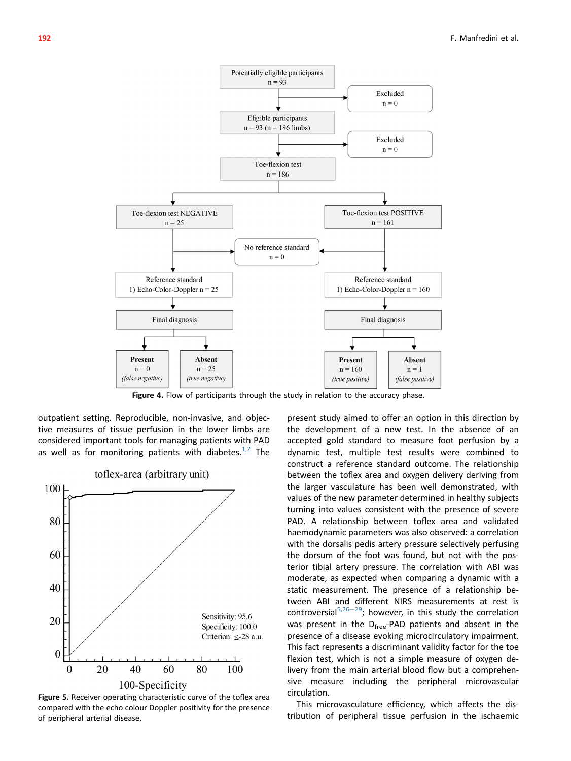Figure 4. Flow of participants through the study in relation to the accuracy phase.

outpatient setting. Reproducible, non-invasive, and objective measures of tissue perfusion in the lower limbs are considered important tools for managing patients with PAD as well as for monitoring patients with diabetes.[1,2] The present study aimed to offer an option in this direction by the development of a new test. In the absence of an accepted gold standard to measure foot perfusion by a dynamic test, multiple test results were combined to construct a reference standard outcome. The relationship between the toflex area and oxygen delivery deriving from the larger vasculature has been well demonstrated, with values of the new parameter determined in healthy subjects turning into values consistent with the presence of severe PAD. A relationship between toflex area and validated haemodynamic parameters was also observed: a correlation with the dorsalis pedis artery pressure selectively perfusing the dorsum of the foot was found, but not with the posterior tibial artery pressure. The correlation with ABI was moderate, as expected when comparing a dynamic with a static measurement. The presence of a relationship between ABI and different NIRS measurements at rest is controversial[5,26–29]; however, in this study the correlation was present in the $D_{free}$-PAD patients and absent in the presence of a disease evoking microcirculatory impairment. This fact represents a discriminant validity factor for the toe flexion test, which is not a simple measure of oxygen delivery from the main arterial blood flow but a comprehensive measure including the peripheral microvascular circulation.

This microvasculature efficiency, which affects the distribution of peripheral tissue perfusion in the ischaemic

Figure 5. Receiver operating characteristic curve of the toflex area compared with the echo colour Doppler positivity for the presence of peripheral arterial disease.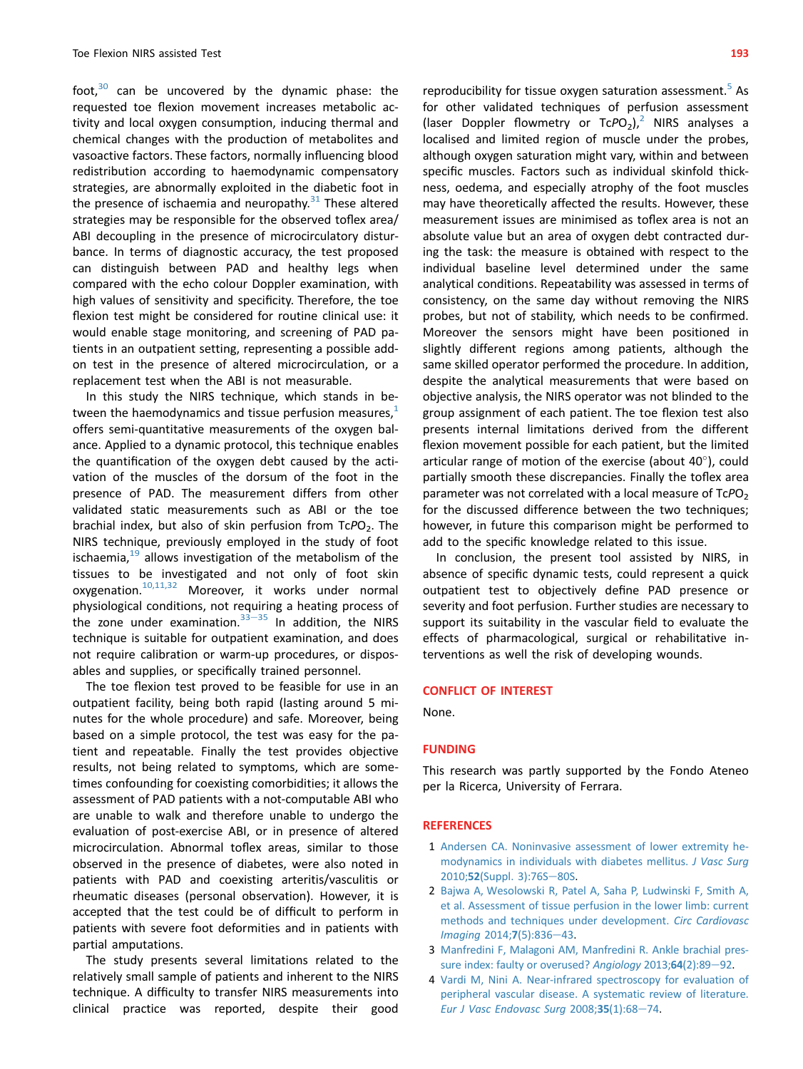foot,[30] can be uncovered by the dynamic phase: the requested toe flexion movement increases metabolic activity and local oxygen consumption, inducing thermal and chemical changes with the production of metabolites and vasoactive factors. These factors, normally influencing blood redistribution according to haemodynamic compensatory strategies, are abnormally exploited in the diabetic foot in the presence of ischaemia and neuropathy.[31] These altered strategies may be responsible for the observed toflex area/ABI decoupling in the presence of microcirculatory disturbance. In terms of diagnostic accuracy, the test proposed can distinguish between PAD and healthy legs when compared with the echo colour Doppler examination, with high values of sensitivity and specificity. Therefore, the toe flexion test might be considered for routine clinical use: it would enable stage monitoring, and screening of PAD patients in an outpatient setting, representing a possible add-on test in the presence of altered microcirculation, or a replacement test when the ABI is not measurable.

In this study the NIRS technique, which stands in between the haemodynamics and tissue perfusion measures,[1] offers semi-quantitative measurements of the oxygen balance. Applied to a dynamic protocol, this technique enables the quantification of the oxygen debt caused by the activation of the muscles of the dorsum of the foot in the presence of PAD. The measurement differs from other validated static measurements such as ABI or the toe brachial index, but also of skin perfusion from Tc$PO_2$. The NIRS technique, previously employed in the study of foot ischaemia,[19] allows investigation of the metabolism of the tissues to be investigated and not only of foot skin oxygenation.[10,11,32] Moreover, it works under normal physiological conditions, not requiring a heating process of the zone under examination.[33–35] In addition, the NIRS technique is suitable for outpatient evaluation, and does not require calibration or warm-up procedures, or disposables and supplies, or specifically trained personnel.

The toe flexion test proved to be feasible for use in an outpatient facility, being both rapid (lasting around 5 minutes for the whole procedure) and safe. Moreover, being based on a simple protocol, the test was easy for the patient and repeatable. Finally the test provides objective results, not being related to symptoms, which are sometimes confounding for coexisting comorbidities; it allows the assessment of PAD patients with a not-computable ABI who are unable to walk and therefore unable to undergo the evaluation of post-exercise ABI, or in presence of altered microcirculation. Abnormal toflex areas, similar to those observed in the presence of diabetes, were also noted in patients with PAD and coexisting arteritis/vasculitis or rheumatic diseases (personal observation). However, it is accepted that the test could be of difficult to perform in patients with severe foot deformities and in patients with partial amputations.

The study presents several limitations related to the relatively small sample of patients and inherent to the NIRS technique. A difficulty to transfer NIRS measurements into clinical practice was reported, despite their good reproducibility for tissue oxygen saturation assessment.[5] As for other validated techniques of perfusion assessment (laser Doppler flowmetry or Tc$PO_2$),[2] NIRS analyses a localised and limited region of muscle under the probes, although oxygen saturation might vary, within and between specific muscles. Factors such as individual skinfold thickness, oedema, and especially atrophy of the foot muscles may have theoretically affected the results. However, these measurement issues are minimised as toflex area is not an absolute value but an area of oxygen debt contracted during the task: the measure is obtained with respect to the individual baseline level determined under the same analytical conditions. Repeatability was assessed in terms of consistency, on the same day without removing the NIRS probes, but not of stability, which needs to be confirmed. Moreover the sensors might have been positioned in slightly different regions among patients, although the same skilled operator performed the procedure. In addition, despite the analytical measurements that were based on objective analysis, the NIRS operator was not blinded to the group assignment of each patient. The toe flexion test also presents internal limitations derived from the different flexion movement possible for each patient, but the limited articular range of motion of the exercise (about 40°), could partially smooth these discrepancies. Finally the toflex area parameter was not correlated with a local measure of Tc$PO_2$ for the discussed difference between the two techniques; however, in future this comparison might be performed to add to the specific knowledge related to this issue.

In conclusion, the present tool assisted by NIRS, in absence of specific dynamic tests, could represent a quick outpatient test to objectively define PAD presence or severity and foot perfusion. Further studies are necessary to support its suitability in the vascular field to evaluate the effects of pharmacological, surgical or rehabilitative interventions as well the risk of developing wounds.

## CONFLICT OF INTEREST

None.

## FUNDING

This research was partly supported by the Fondo Ateneo per la Ricerca, University of Ferrara.

## REFERENCES

1 Andersen CA. Noninvasive assessment of lower extremity hemodynamics in individuals with diabetes mellitus. *J Vasc Surg* 2010;**52**(Suppl. 3):76S–80S.

2 Bajwa A, Wesolowski R, Patel A, Saha P, Ludwinski F, Smith A, et al. Assessment of tissue perfusion in the lower limb: current methods and techniques under development. *Circ Cardiovasc Imaging* 2014;**7**(5):836–43.

3 Manfredini F, Malagoni AM, Manfredini R. Ankle brachial pressure index: faulty or overused? *Angiology* 2013;**64**(2):89–92.

4 Vardi M, Nini A. Near-infrared spectroscopy for evaluation of peripheral vascular disease. A systematic review of literature. *Eur J Vasc Endovasc Surg* 2008;**35**(1):68–74.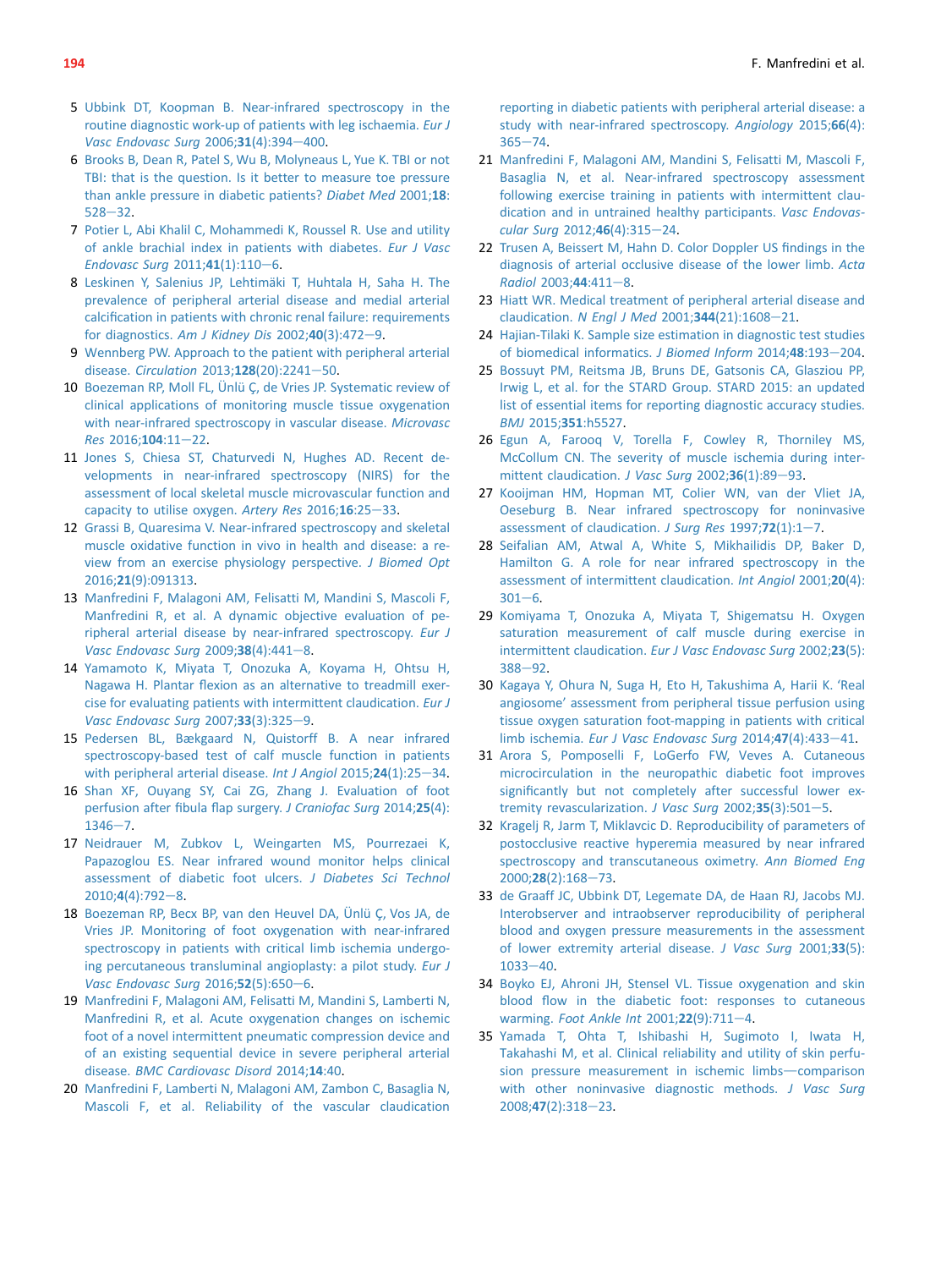5 Ubbink DT, Koopman B. Near-infrared spectroscopy in the routine diagnostic work-up of patients with leg ischaemia. *Eur J Vasc Endovasc Surg* 2006;**31**(4):394—400.

6 Brooks B, Dean R, Patel S, Wu B, Molyneaus L, Yue K. TBI or not TBI: that is the question. Is it better to measure toe pressure than ankle pressure in diabetic patients? *Diabet Med* 2001;**18**: 528—32.

7 Potier L, Abi Khalil C, Mohammedi K, Roussel R. Use and utility of ankle brachial index in patients with diabetes. *Eur J Vasc Endovasc Surg* 2011;**41**(1):110—6.

8 Leskinen Y, Salenius JP, Lehtimäki T, Huhtala H, Saha H. The prevalence of peripheral arterial disease and medial arterial calcification in patients with chronic renal failure: requirements for diagnostics. *Am J Kidney Dis* 2002;**40**(3):472—9.

9 Wennberg PW. Approach to the patient with peripheral arterial disease. *Circulation* 2013;**128**(20):2241—50.

10 Boezeman RP, Moll FL, Ünlü Ç, de Vries JP. Systematic review of clinical applications of monitoring muscle tissue oxygenation with near-infrared spectroscopy in vascular disease. *Microvasc Res* 2016;**104**:11—22.

11 Jones S, Chiesa ST, Chaturvedi N, Hughes AD. Recent developments in near-infrared spectroscopy (NIRS) for the assessment of local skeletal muscle microvascular function and capacity to utilise oxygen. *Artery Res* 2016;**16**:25—33.

12 Grassi B, Quaresima V. Near-infrared spectroscopy and skeletal muscle oxidative function in vivo in health and disease: a review from an exercise physiology perspective. *J Biomed Opt* 2016;**21**(9):091313.

13 Manfredini F, Malagoni AM, Felisatti M, Mandini S, Mascoli F, Manfredini R, et al. A dynamic objective evaluation of peripheral arterial disease by near-infrared spectroscopy. *Eur J Vasc Endovasc Surg* 2009;**38**(4):441—8.

14 Yamamoto K, Miyata T, Onozuka A, Koyama H, Ohtsu H, Nagawa H. Plantar flexion as an alternative to treadmill exercise for evaluating patients with intermittent claudication. *Eur J Vasc Endovasc Surg* 2007;**33**(3):325—9.

15 Pedersen BL, Bækgaard N, Quistorff B. A near infrared spectroscopy-based test of calf muscle function in patients with peripheral arterial disease. *Int J Angiol* 2015;**24**(1):25—34.

16 Shan XF, Ouyang SY, Cai ZG, Zhang J. Evaluation of foot perfusion after fibula flap surgery. *J Craniofac Surg* 2014;**25**(4): 1346—7.

17 Neidrauer M, Zubkov L, Weingarten MS, Pourrezaei K, Papazoglou ES. Near infrared wound monitor helps clinical assessment of diabetic foot ulcers. *J Diabetes Sci Technol* 2010;**4**(4):792—8.

18 Boezeman RP, Becx BP, van den Heuvel DA, Ünlü Ç, Vos JA, de Vries JP. Monitoring of foot oxygenation with near-infrared spectroscopy in patients with critical limb ischemia undergoing percutaneous transluminal angioplasty: a pilot study. *Eur J Vasc Endovasc Surg* 2016;**52**(5):650—6.

19 Manfredini F, Malagoni AM, Felisatti M, Mandini S, Lamberti N, Manfredini R, et al. Acute oxygenation changes on ischemic foot of a novel intermittent pneumatic compression device and of an existing sequential device in severe peripheral arterial disease. *BMC Cardiovasc Disord* 2014;**14**:40.

20 Manfredini F, Lamberti N, Malagoni AM, Zambon C, Basaglia N, Mascoli F, et al. Reliability of the vascular claudication reporting in diabetic patients with peripheral arterial disease: a study with near-infrared spectroscopy. *Angiology* 2015;**66**(4): 365—74.

21 Manfredini F, Malagoni AM, Mandini S, Felisatti M, Mascoli F, Basaglia N, et al. Near-infrared spectroscopy assessment following exercise training in patients with intermittent claudication and in untrained healthy participants. *Vasc Endovascular Surg* 2012;**46**(4):315—24.

22 Trusen A, Beissert M, Hahn D. Color Doppler US findings in the diagnosis of arterial occlusive disease of the lower limb. *Acta Radiol* 2003;**44**:411—8.

23 Hiatt WR. Medical treatment of peripheral arterial disease and claudication. *N Engl J Med* 2001;**344**(21):1608—21.

24 Hajian-Tilaki K. Sample size estimation in diagnostic test studies of biomedical informatics. *J Biomed Inform* 2014;**48**:193—204.

25 Bossuyt PM, Reitsma JB, Bruns DE, Gatsonis CA, Glasziou PP, Irwig L, et al. for the STARD Group. STARD 2015: an updated list of essential items for reporting diagnostic accuracy studies. *BMJ* 2015;**351**:h5527.

26 Egun A, Farooq V, Torella F, Cowley R, Thorniley MS, McCollum CN. The severity of muscle ischemia during intermittent claudication. *J Vasc Surg* 2002;**36**(1):89—93.

27 Kooijman HM, Hopman MT, Colier WN, van der Vliet JA, Oeseburg B. Near infrared spectroscopy for noninvasive assessment of claudication. *J Surg Res* 1997;**72**(1):1—7.

28 Seifalian AM, Atwal A, White S, Mikhailidis DP, Baker D, Hamilton G. A role for near infrared spectroscopy in the assessment of intermittent claudication. *Int Angiol* 2001;**20**(4): 301—6.

29 Komiyama T, Onozuka A, Miyata T, Shigematsu H. Oxygen saturation measurement of calf muscle during exercise in intermittent claudication. *Eur J Vasc Endovasc Surg* 2002;**23**(5): 388—92.

30 Kagaya Y, Ohura N, Suga H, Eto H, Takushima A, Harii K. 'Real angiosome' assessment from peripheral tissue perfusion using tissue oxygen saturation foot-mapping in patients with critical limb ischemia. *Eur J Vasc Endovasc Surg* 2014;**47**(4):433—41.

31 Arora S, Pomposelli F, LoGerfo FW, Veves A. Cutaneous microcirculation in the neuropathic diabetic foot improves significantly but not completely after successful lower extremity revascularization. *J Vasc Surg* 2002;**35**(3):501—5.

32 Kragelj R, Jarm T, Miklavcic D. Reproducibility of parameters of postocclusive reactive hyperemia measured by near infrared spectroscopy and transcutaneous oximetry. *Ann Biomed Eng* 2000;**28**(2):168—73.

33 de Graaff JC, Ubbink DT, Legemate DA, de Haan RJ, Jacobs MJ. Interobserver and intraobserver reproducibility of peripheral blood and oxygen pressure measurements in the assessment of lower extremity arterial disease. *J Vasc Surg* 2001;**33**(5): 1033—40.

34 Boyko EJ, Ahroni JH, Stensel VL. Tissue oxygenation and skin blood flow in the diabetic foot: responses to cutaneous warming. *Foot Ankle Int* 2001;**22**(9):711—4.

35 Yamada T, Ohta T, Ishibashi H, Sugimoto I, Iwata H, Takahashi M, et al. Clinical reliability and utility of skin perfusion pressure measurement in ischemic limbs—comparison with other noninvasive diagnostic methods. *J Vasc Surg* 2008;**47**(2):318—23.